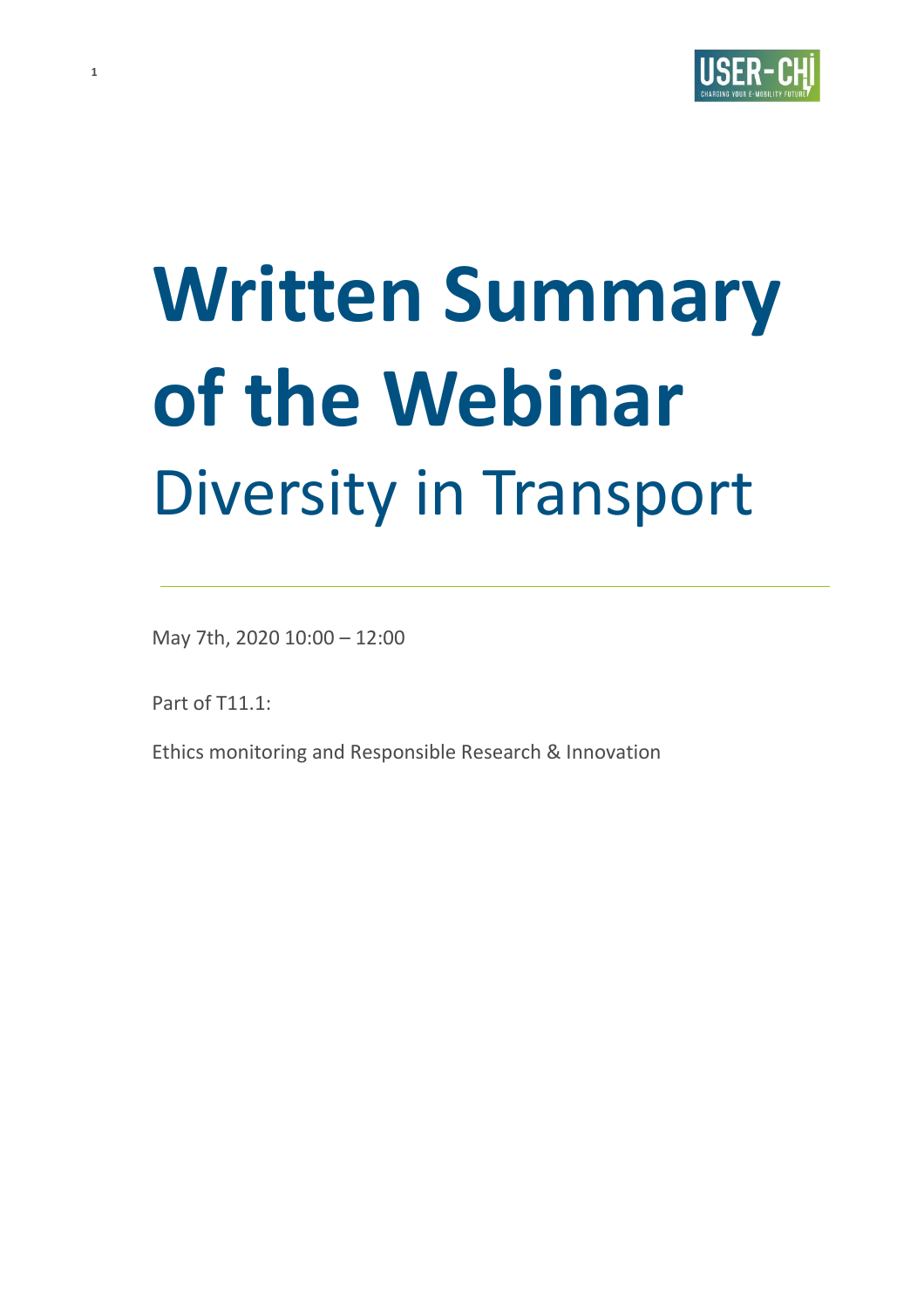# Written Summary of the Webinar

## Diversity in Transport

May 7th, 2020 10:00 – 12:00

Part of T11.1:

Ethics monitoring and Responsible Research & Innovation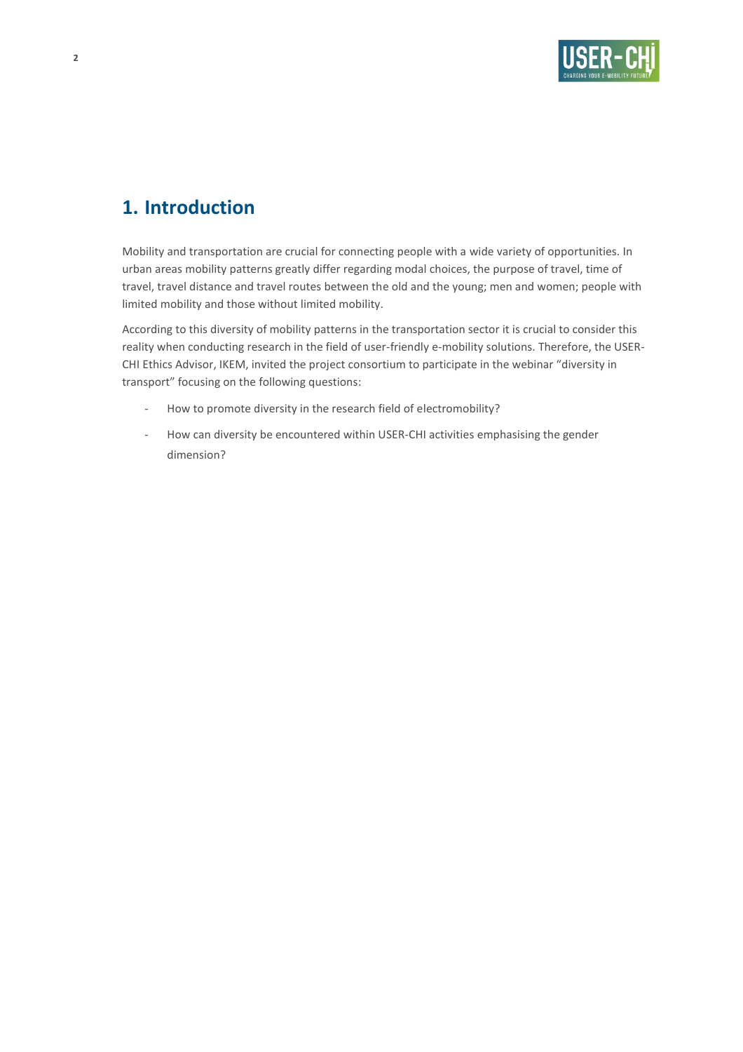# 1. Introduction

Mobility and transportation are crucial for connecting people with a wide variety of opportunities. In urban areas mobility patterns greatly differ regarding modal choices, the purpose of travel, time of travel, travel distance and travel routes between the old and the young; men and women; people with limited mobility and those without limited mobility.

According to this diversity of mobility patterns in the transportation sector it is crucial to consider this reality when conducting research in the field of user-friendly e-mobility solutions. Therefore, the USER-CHI Ethics Advisor, IKEM, invited the project consortium to participate in the webinar “diversity in transport” focusing on the following questions:

- How to promote diversity in the research field of electromobility?
- How can diversity be encountered within USER-CHI activities emphasising the gender dimension?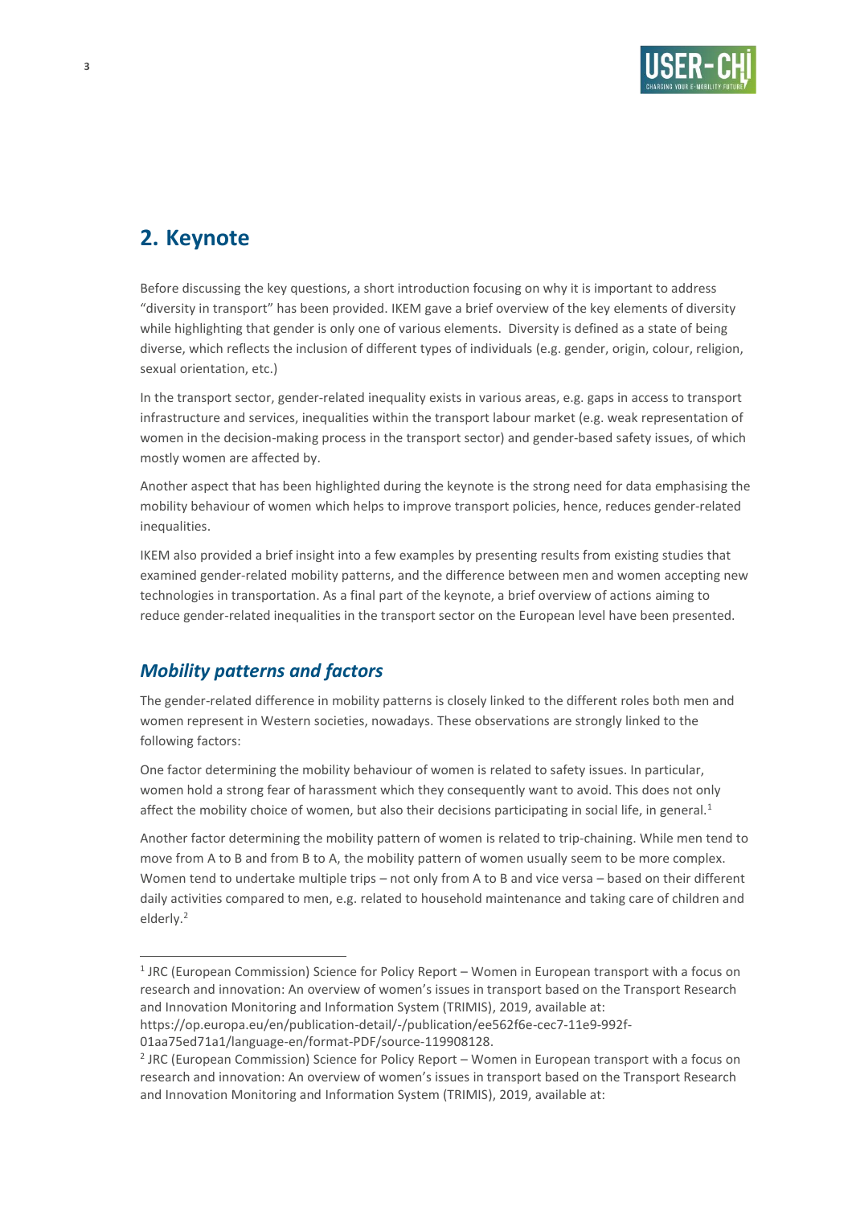## 2. Keynote

Before discussing the key questions, a short introduction focusing on why it is important to address "diversity in transport" has been provided. IKEM gave a brief overview of the key elements of diversity while highlighting that gender is only one of various elements. Diversity is defined as a state of being diverse, which reflects the inclusion of different types of individuals (e.g. gender, origin, colour, religion, sexual orientation, etc.)

In the transport sector, gender-related inequality exists in various areas, e.g. gaps in access to transport infrastructure and services, inequalities within the transport labour market (e.g. weak representation of women in the decision-making process in the transport sector) and gender-based safety issues, of which mostly women are affected by.

Another aspect that has been highlighted during the keynote is the strong need for data emphasising the mobility behaviour of women which helps to improve transport policies, hence, reduces gender-related inequalities.

IKEM also provided a brief insight into a few examples by presenting results from existing studies that examined gender-related mobility patterns, and the difference between men and women accepting new technologies in transportation. As a final part of the keynote, a brief overview of actions aiming to reduce gender-related inequalities in the transport sector on the European level have been presented.

### *Mobility patterns and factors*

The gender-related difference in mobility patterns is closely linked to the different roles both men and women represent in Western societies, nowadays. These observations are strongly linked to the following factors:

One factor determining the mobility behaviour of women is related to safety issues. In particular, women hold a strong fear of harassment which they consequently want to avoid. This does not only affect the mobility choice of women, but also their decisions participating in social life, in general.[1]

Another factor determining the mobility pattern of women is related to trip-chaining. While men tend to move from A to B and from B to A, the mobility pattern of women usually seem to be more complex. Women tend to undertake multiple trips – not only from A to B and vice versa – based on their different daily activities compared to men, e.g. related to household maintenance and taking care of children and elderly.[2]

---

[1] JRC (European Commission) Science for Policy Report – Women in European transport with a focus on research and innovation: An overview of women's issues in transport based on the Transport Research and Innovation Monitoring and Information System (TRIMIS), 2019, available at: https://op.europa.eu/en/publication-detail/-/publication/ee562f6e-cec7-11e9-992f-01aa75ed71a1/language-en/format-PDF/source-119908128.

[2] JRC (European Commission) Science for Policy Report – Women in European transport with a focus on research and innovation: An overview of women's issues in transport based on the Transport Research and Innovation Monitoring and Information System (TRIMIS), 2019, available at: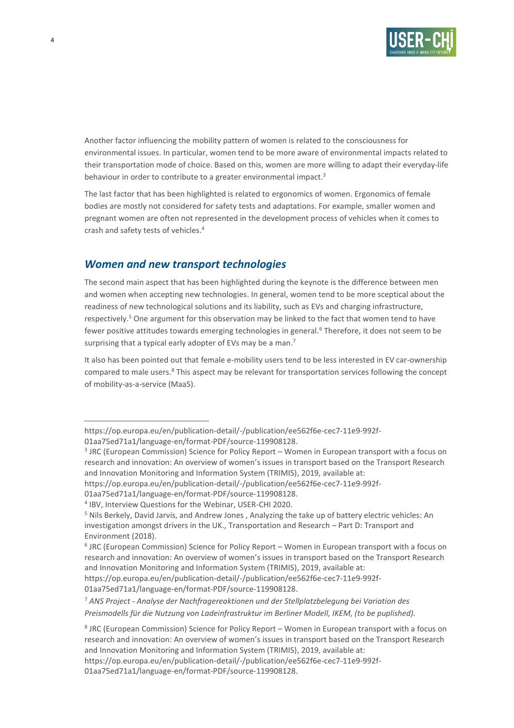Another factor influencing the mobility pattern of women is related to the consciousness for environmental issues. In particular, women tend to be more aware of environmental impacts related to their transportation mode of choice. Based on this, women are more willing to adapt their everyday-life behaviour in order to contribute to a greater environmental impact.[3]

The last factor that has been highlighted is related to ergonomics of women. Ergonomics of female bodies are mostly not considered for safety tests and adaptations. For example, smaller women and pregnant women are often not represented in the development process of vehicles when it comes to crash and safety tests of vehicles.[4]

## *Women and new transport technologies*

The second main aspect that has been highlighted during the keynote is the difference between men and women when accepting new technologies. In general, women tend to be more sceptical about the readiness of new technological solutions and its liability, such as EVs and charging infrastructure, respectively.[5] One argument for this observation may be linked to the fact that women tend to have fewer positive attitudes towards emerging technologies in general.[6] Therefore, it does not seem to be surprising that a typical early adopter of EVs may be a man.[7]

It also has been pointed out that female e-mobility users tend to be less interested in EV car-ownership compared to male users.[8] This aspect may be relevant for transportation services following the concept of mobility-as-a-service (MaaS).

---

https://op.europa.eu/en/publication-detail/-/publication/ee562f6e-cec7-11e9-992f-01aa75ed71a1/language-en/format-PDF/source-119908128.

[3] JRC (European Commission) Science for Policy Report – Women in European transport with a focus on research and innovation: An overview of women's issues in transport based on the Transport Research and Innovation Monitoring and Information System (TRIMIS), 2019, available at: https://op.europa.eu/en/publication-detail/-/publication/ee562f6e-cec7-11e9-992f-01aa75ed71a1/language-en/format-PDF/source-119908128.

[4] IBV, Interview Questions for the Webinar, USER-CHI 2020.

[5] Nils Berkely, David Jarvis, and Andrew Jones , Analyzing the take up of battery electric vehicles: An investigation amongst drivers in the UK., Transportation and Research – Part D: Transport and Environment (2018).

[6] JRC (European Commission) Science for Policy Report – Women in European transport with a focus on research and innovation: An overview of women's issues in transport based on the Transport Research and Innovation Monitoring and Information System (TRIMIS), 2019, available at: https://op.europa.eu/en/publication-detail/-/publication/ee562f6e-cec7-11e9-992f-01aa75ed71a1/language-en/format-PDF/source-119908128.

[7] *ANS Project - Analyse der Nachfragereaktionen und der Stellplatzbelegung bei Variation des Preismodells für die Nutzung von Ladeinfrastruktur im Berliner Modell, IKEM, (to be puplished).*

[8] JRC (European Commission) Science for Policy Report – Women in European transport with a focus on research and innovation: An overview of women's issues in transport based on the Transport Research and Innovation Monitoring and Information System (TRIMIS), 2019, available at: https://op.europa.eu/en/publication-detail/-/publication/ee562f6e-cec7-11e9-992f-01aa75ed71a1/language-en/format-PDF/source-119908128.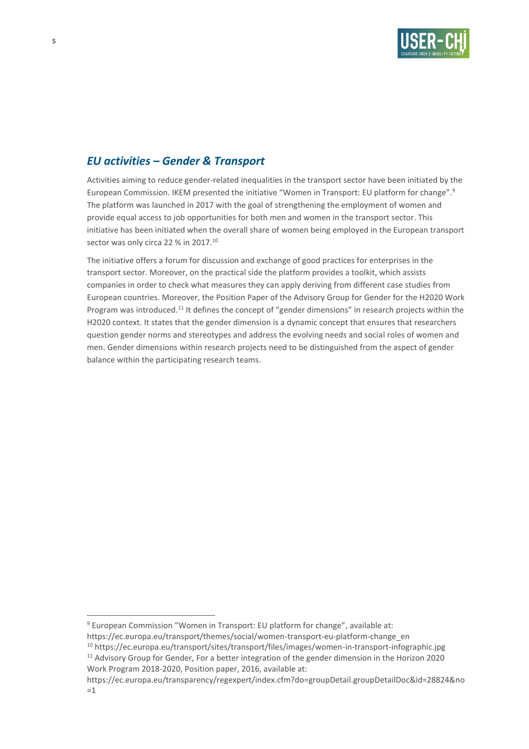## *EU activities – Gender & Transport*

Activities aiming to reduce gender-related inequalities in the transport sector have been initiated by the European Commission. IKEM presented the initiative "Women in Transport: EU platform for change".[9] The platform was launched in 2017 with the goal of strengthening the employment of women and provide equal access to job opportunities for both men and women in the transport sector. This initiative has been initiated when the overall share of women being employed in the European transport sector was only circa 22 % in 2017.[10]

The initiative offers a forum for discussion and exchange of good practices for enterprises in the transport sector. Moreover, on the practical side the platform provides a toolkit, which assists companies in order to check what measures they can apply deriving from different case studies from European countries. Moreover, the Position Paper of the Advisory Group for Gender for the H2020 Work Program was introduced.[11] It defines the concept of "gender dimensions" in research projects within the H2020 context. It states that the gender dimension is a dynamic concept that ensures that researchers question gender norms and stereotypes and address the evolving needs and social roles of women and men. Gender dimensions within research projects need to be distinguished from the aspect of gender balance within the participating research teams.

---

[9] European Commission "Women in Transport: EU platform for change", available at: https://ec.europa.eu/transport/themes/social/women-transport-eu-platform-change_en

[10] https://ec.europa.eu/transport/sites/transport/files/images/women-in-transport-infographic.jpg

[11] Advisory Group for Gender, For a better integration of the gender dimension in the Horizon 2020 Work Program 2018-2020, Position paper, 2016, available at: https://ec.europa.eu/transparency/regexpert/index.cfm?do=groupDetail.groupDetailDoc&id=28824&no=1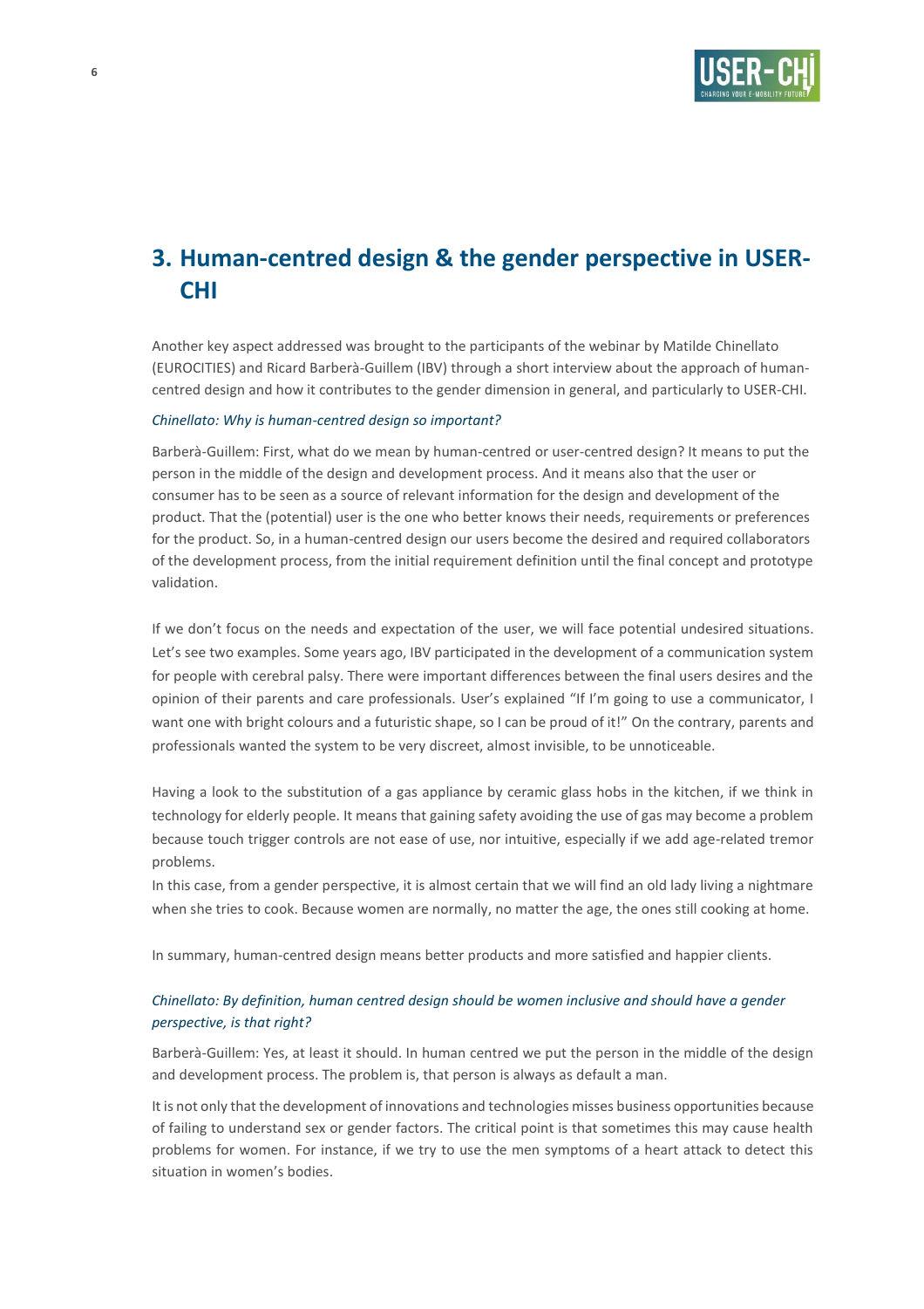## 3. Human-centred design & the gender perspective in USER-CHI

Another key aspect addressed was brought to the participants of the webinar by Matilde Chinellato (EUROCITIES) and Ricard Barberà-Guillem (IBV) through a short interview about the approach of human-centred design and how it contributes to the gender dimension in general, and particularly to USER-CHI.

*Chinellato: Why is human-centred design so important?*

Barberà-Guillem: First, what do we mean by human-centred or user-centred design? It means to put the person in the middle of the design and development process. And it means also that the user or consumer has to be seen as a source of relevant information for the design and development of the product. That the (potential) user is the one who better knows their needs, requirements or preferences for the product. So, in a human-centred design our users become the desired and required collaborators of the development process, from the initial requirement definition until the final concept and prototype validation.

If we don't focus on the needs and expectation of the user, we will face potential undesired situations. Let's see two examples. Some years ago, IBV participated in the development of a communication system for people with cerebral palsy. There were important differences between the final users desires and the opinion of their parents and care professionals. User's explained "If I'm going to use a communicator, I want one with bright colours and a futuristic shape, so I can be proud of it!" On the contrary, parents and professionals wanted the system to be very discreet, almost invisible, to be unnoticeable.

Having a look to the substitution of a gas appliance by ceramic glass hobs in the kitchen, if we think in technology for elderly people. It means that gaining safety avoiding the use of gas may become a problem because touch trigger controls are not ease of use, nor intuitive, especially if we add age-related tremor problems.

In this case, from a gender perspective, it is almost certain that we will find an old lady living a nightmare when she tries to cook. Because women are normally, no matter the age, the ones still cooking at home.

In summary, human-centred design means better products and more satisfied and happier clients.

*Chinellato: By definition, human centred design should be women inclusive and should have a gender perspective, is that right?*

Barberà-Guillem: Yes, at least it should. In human centred we put the person in the middle of the design and development process. The problem is, that person is always as default a man.

It is not only that the development of innovations and technologies misses business opportunities because of failing to understand sex or gender factors. The critical point is that sometimes this may cause health problems for women. For instance, if we try to use the men symptoms of a heart attack to detect this situation in women's bodies.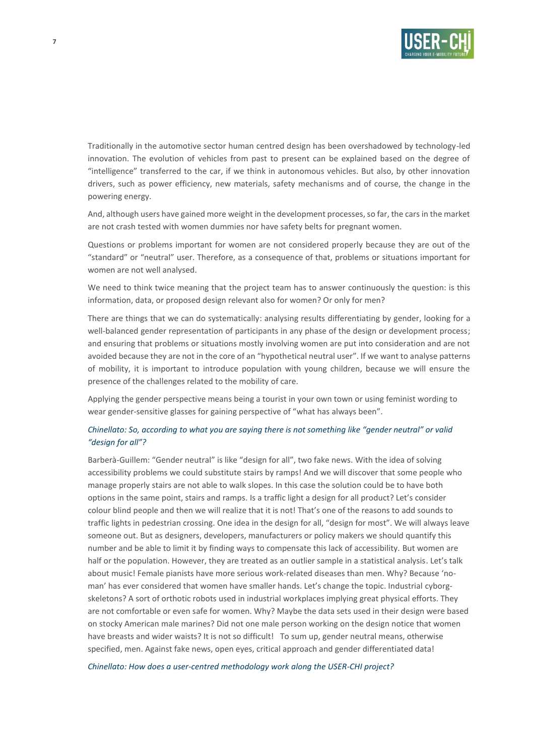Traditionally in the automotive sector human centred design has been overshadowed by technology-led innovation. The evolution of vehicles from past to present can be explained based on the degree of "intelligence" transferred to the car, if we think in autonomous vehicles. But also, by other innovation drivers, such as power efficiency, new materials, safety mechanisms and of course, the change in the powering energy.

And, although users have gained more weight in the development processes, so far, the cars in the market are not crash tested with women dummies nor have safety belts for pregnant women.

Questions or problems important for women are not considered properly because they are out of the "standard" or "neutral" user. Therefore, as a consequence of that, problems or situations important for women are not well analysed.

We need to think twice meaning that the project team has to answer continuously the question: is this information, data, or proposed design relevant also for women? Or only for men?

There are things that we can do systematically: analysing results differentiating by gender, looking for a well-balanced gender representation of participants in any phase of the design or development process; and ensuring that problems or situations mostly involving women are put into consideration and are not avoided because they are not in the core of an "hypothetical neutral user". If we want to analyse patterns of mobility, it is important to introduce population with young children, because we will ensure the presence of the challenges related to the mobility of care.

Applying the gender perspective means being a tourist in your own town or using feminist wording to wear gender-sensitive glasses for gaining perspective of "what has always been".

*Chinellato: So, according to what you are saying there is not something like "gender neutral" or valid "design for all"?*

Barberà-Guillem: "Gender neutral" is like "design for all", two fake news. With the idea of solving accessibility problems we could substitute stairs by ramps! And we will discover that some people who manage properly stairs are not able to walk slopes. In this case the solution could be to have both options in the same point, stairs and ramps. Is a traffic light a design for all product? Let's consider colour blind people and then we will realize that it is not! That's one of the reasons to add sounds to traffic lights in pedestrian crossing. One idea in the design for all, "design for most". We will always leave someone out. But as designers, developers, manufacturers or policy makers we should quantify this number and be able to limit it by finding ways to compensate this lack of accessibility. But women are half or the population. However, they are treated as an outlier sample in a statistical analysis. Let's talk about music! Female pianists have more serious work-related diseases than men. Why? Because 'no-man' has ever considered that women have smaller hands. Let's change the topic. Industrial cyborg-skeletons? A sort of orthotic robots used in industrial workplaces implying great physical efforts. They are not comfortable or even safe for women. Why? Maybe the data sets used in their design were based on stocky American male marines? Did not one male person working on the design notice that women have breasts and wider waists? It is not so difficult! To sum up, gender neutral means, otherwise specified, men. Against fake news, open eyes, critical approach and gender differentiated data!

*Chinellato: How does a user-centred methodology work along the USER-CHI project?*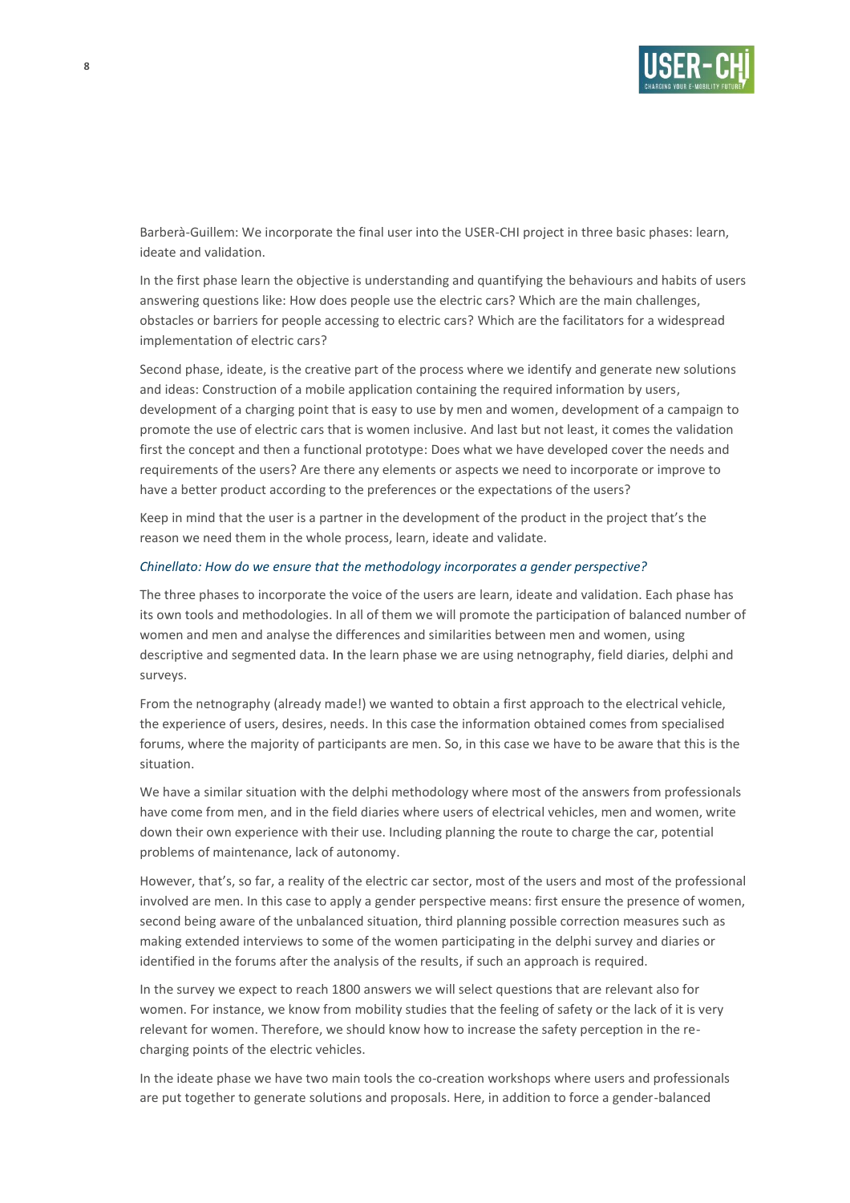Barberà-Guillem: We incorporate the final user into the USER-CHI project in three basic phases: learn, ideate and validation.

In the first phase learn the objective is understanding and quantifying the behaviours and habits of users answering questions like: How does people use the electric cars? Which are the main challenges, obstacles or barriers for people accessing to electric cars? Which are the facilitators for a widespread implementation of electric cars?

Second phase, ideate, is the creative part of the process where we identify and generate new solutions and ideas: Construction of a mobile application containing the required information by users, development of a charging point that is easy to use by men and women, development of a campaign to promote the use of electric cars that is women inclusive. And last but not least, it comes the validation first the concept and then a functional prototype: Does what we have developed cover the needs and requirements of the users? Are there any elements or aspects we need to incorporate or improve to have a better product according to the preferences or the expectations of the users?

Keep in mind that the user is a partner in the development of the product in the project that's the reason we need them in the whole process, learn, ideate and validate.

*Chinellato: How do we ensure that the methodology incorporates a gender perspective?*

The three phases to incorporate the voice of the users are learn, ideate and validation. Each phase has its own tools and methodologies. In all of them we will promote the participation of balanced number of women and men and analyse the differences and similarities between men and women, using descriptive and segmented data. In the learn phase we are using netnography, field diaries, delphi and surveys.

From the netnography (already made!) we wanted to obtain a first approach to the electrical vehicle, the experience of users, desires, needs. In this case the information obtained comes from specialised forums, where the majority of participants are men. So, in this case we have to be aware that this is the situation.

We have a similar situation with the delphi methodology where most of the answers from professionals have come from men, and in the field diaries where users of electrical vehicles, men and women, write down their own experience with their use. Including planning the route to charge the car, potential problems of maintenance, lack of autonomy.

However, that's, so far, a reality of the electric car sector, most of the users and most of the professional involved are men. In this case to apply a gender perspective means: first ensure the presence of women, second being aware of the unbalanced situation, third planning possible correction measures such as making extended interviews to some of the women participating in the delphi survey and diaries or identified in the forums after the analysis of the results, if such an approach is required.

In the survey we expect to reach 1800 answers we will select questions that are relevant also for women. For instance, we know from mobility studies that the feeling of safety or the lack of it is very relevant for women. Therefore, we should know how to increase the safety perception in the re-charging points of the electric vehicles.

In the ideate phase we have two main tools the co-creation workshops where users and professionals are put together to generate solutions and proposals. Here, in addition to force a gender-balanced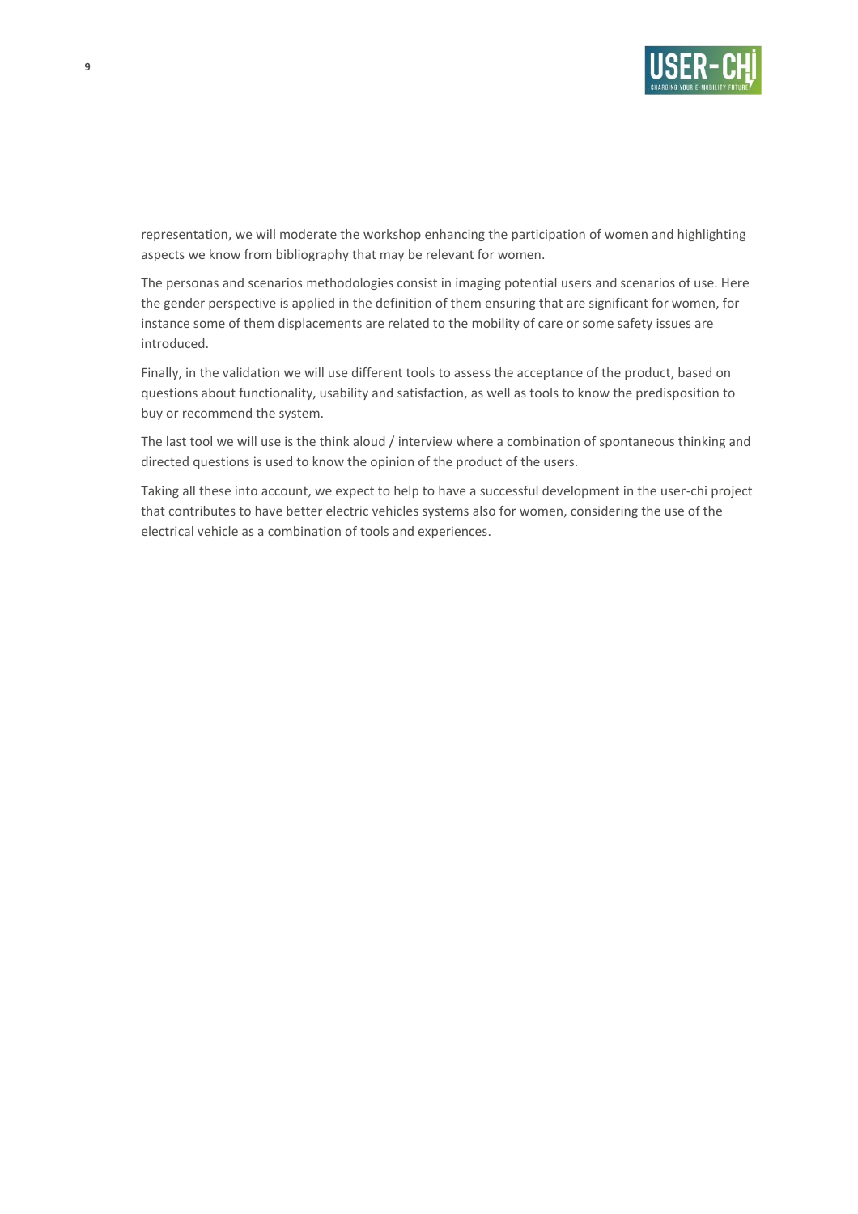representation, we will moderate the workshop enhancing the participation of women and highlighting aspects we know from bibliography that may be relevant for women.

The personas and scenarios methodologies consist in imaging potential users and scenarios of use. Here the gender perspective is applied in the definition of them ensuring that are significant for women, for instance some of them displacements are related to the mobility of care or some safety issues are introduced.

Finally, in the validation we will use different tools to assess the acceptance of the product, based on questions about functionality, usability and satisfaction, as well as tools to know the predisposition to buy or recommend the system.

The last tool we will use is the think aloud / interview where a combination of spontaneous thinking and directed questions is used to know the opinion of the product of the users.

Taking all these into account, we expect to help to have a successful development in the user-chi project that contributes to have better electric vehicles systems also for women, considering the use of the electrical vehicle as a combination of tools and experiences.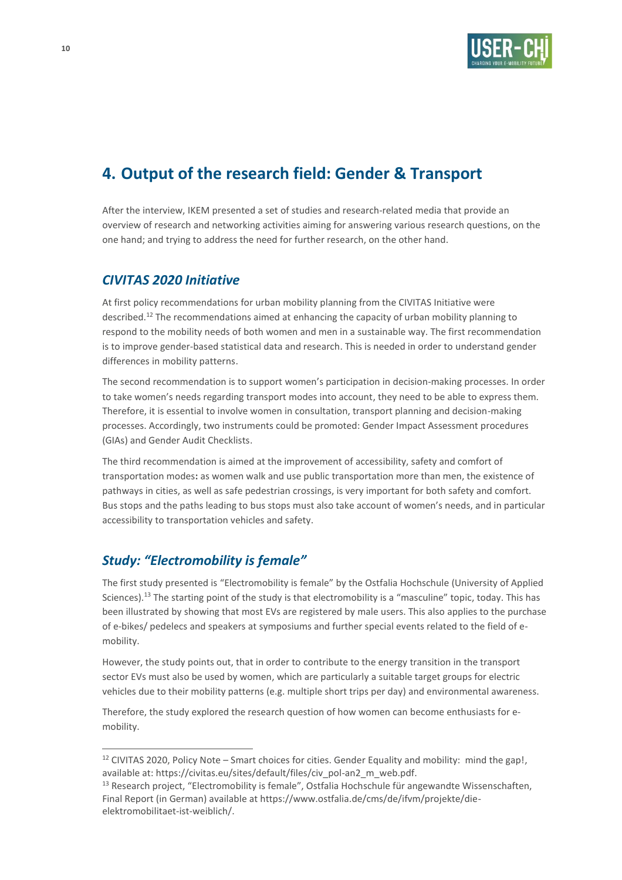# 4. Output of the research field: Gender & Transport

After the interview, IKEM presented a set of studies and research-related media that provide an overview of research and networking activities aiming for answering various research questions, on the one hand; and trying to address the need for further research, on the other hand.

## *CIVITAS 2020 Initiative*

At first policy recommendations for urban mobility planning from the CIVITAS Initiative were described.[12] The recommendations aimed at enhancing the capacity of urban mobility planning to respond to the mobility needs of both women and men in a sustainable way. The first recommendation is to improve gender-based statistical data and research. This is needed in order to understand gender differences in mobility patterns.

The second recommendation is to support women's participation in decision-making processes. In order to take women's needs regarding transport modes into account, they need to be able to express them. Therefore, it is essential to involve women in consultation, transport planning and decision-making processes. Accordingly, two instruments could be promoted: Gender Impact Assessment procedures (GIAs) and Gender Audit Checklists.

The third recommendation is aimed at the improvement of accessibility, safety and comfort of transportation modes**:** as women walk and use public transportation more than men, the existence of pathways in cities, as well as safe pedestrian crossings, is very important for both safety and comfort. Bus stops and the paths leading to bus stops must also take account of women's needs, and in particular accessibility to transportation vehicles and safety.

## *Study: "Electromobility is female"*

The first study presented is "Electromobility is female" by the Ostfalia Hochschule (University of Applied Sciences).[13] The starting point of the study is that electromobility is a "masculine" topic, today. This has been illustrated by showing that most EVs are registered by male users. This also applies to the purchase of e-bikes/ pedelecs and speakers at symposiums and further special events related to the field of e-mobility.

However, the study points out, that in order to contribute to the energy transition in the transport sector EVs must also be used by women, which are particularly a suitable target groups for electric vehicles due to their mobility patterns (e.g. multiple short trips per day) and environmental awareness.

Therefore, the study explored the research question of how women can become enthusiasts for e-mobility.

---

[12] CIVITAS 2020, Policy Note – Smart choices for cities. Gender Equality and mobility: mind the gap!, available at: https://civitas.eu/sites/default/files/civ_pol-an2_m_web.pdf.

[13] Research project, "Electromobility is female", Ostfalia Hochschule für angewandte Wissenschaften, Final Report (in German) available at https://www.ostfalia.de/cms/de/ifvm/projekte/die-elektromobilitaet-ist-weiblich/.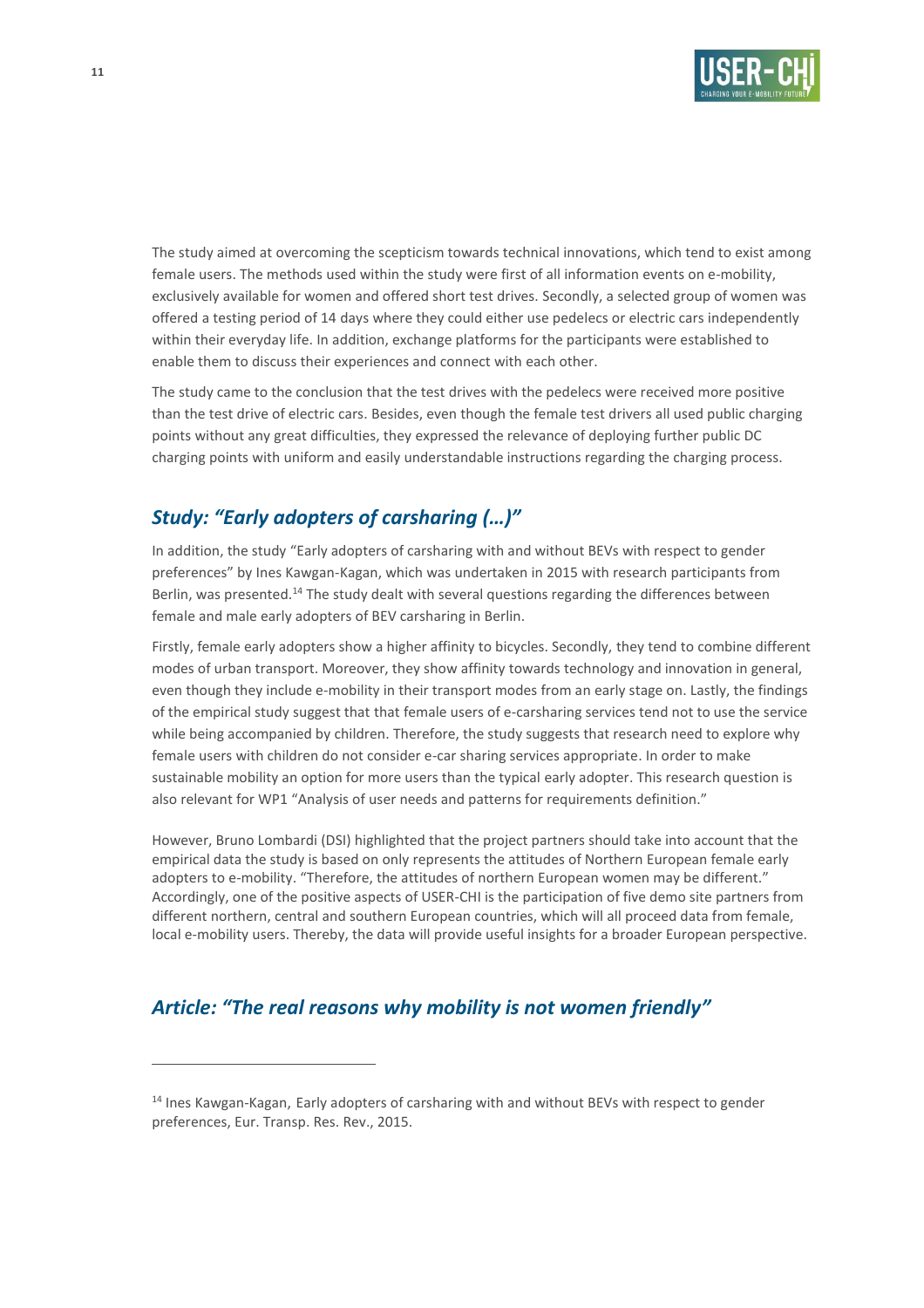The study aimed at overcoming the scepticism towards technical innovations, which tend to exist among female users. The methods used within the study were first of all information events on e-mobility, exclusively available for women and offered short test drives. Secondly, a selected group of women was offered a testing period of 14 days where they could either use pedelecs or electric cars independently within their everyday life. In addition, exchange platforms for the participants were established to enable them to discuss their experiences and connect with each other.

The study came to the conclusion that the test drives with the pedelecs were received more positive than the test drive of electric cars. Besides, even though the female test drivers all used public charging points without any great difficulties, they expressed the relevance of deploying further public DC charging points with uniform and easily understandable instructions regarding the charging process.

## *Study: "Early adopters of carsharing (…)"*

In addition, the study "Early adopters of carsharing with and without BEVs with respect to gender preferences" by Ines Kawgan-Kagan, which was undertaken in 2015 with research participants from Berlin, was presented.[14] The study dealt with several questions regarding the differences between female and male early adopters of BEV carsharing in Berlin.

Firstly, female early adopters show a higher affinity to bicycles. Secondly, they tend to combine different modes of urban transport. Moreover, they show affinity towards technology and innovation in general, even though they include e-mobility in their transport modes from an early stage on. Lastly, the findings of the empirical study suggest that that female users of e-carsharing services tend not to use the service while being accompanied by children. Therefore, the study suggests that research need to explore why female users with children do not consider e-car sharing services appropriate. In order to make sustainable mobility an option for more users than the typical early adopter. This research question is also relevant for WP1 "Analysis of user needs and patterns for requirements definition."

However, Bruno Lombardi (DSI) highlighted that the project partners should take into account that the empirical data the study is based on only represents the attitudes of Northern European female early adopters to e-mobility. "Therefore, the attitudes of northern European women may be different." Accordingly, one of the positive aspects of USER-CHI is the participation of five demo site partners from different northern, central and southern European countries, which will all proceed data from female, local e-mobility users. Thereby, the data will provide useful insights for a broader European perspective.

## *Article: "The real reasons why mobility is not women friendly"*

---

[14] Ines Kawgan-Kagan, Early adopters of carsharing with and without BEVs with respect to gender preferences, Eur. Transp. Res. Rev., 2015.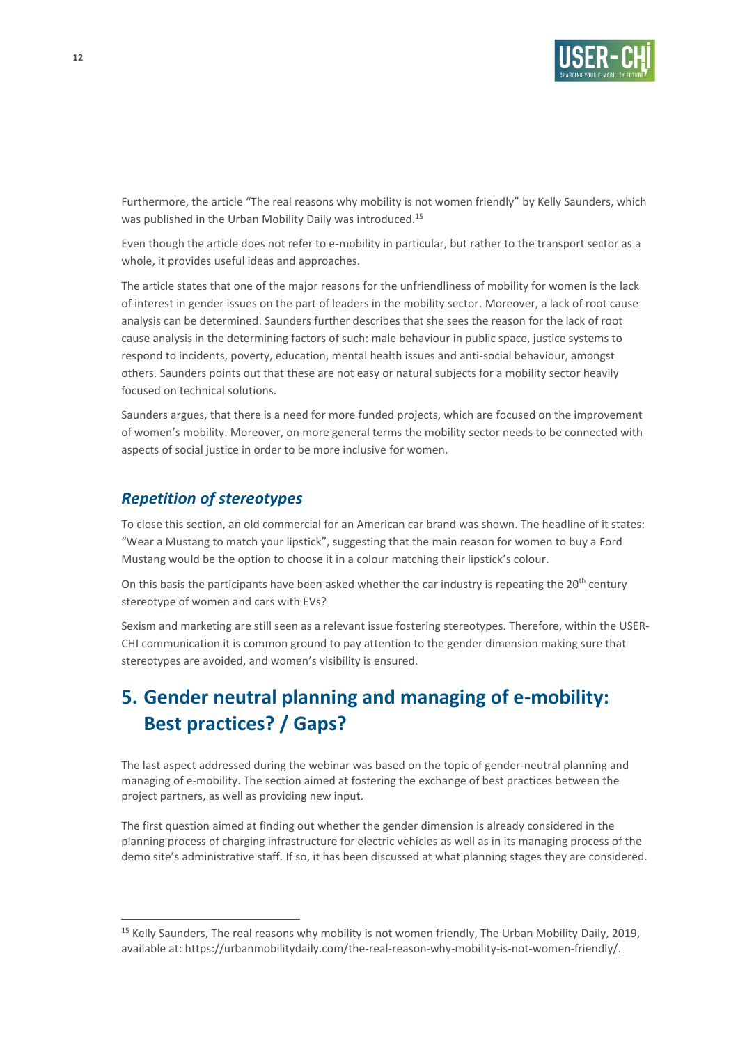Furthermore, the article "The real reasons why mobility is not women friendly" by Kelly Saunders, which was published in the Urban Mobility Daily was introduced.[15]

Even though the article does not refer to e-mobility in particular, but rather to the transport sector as a whole, it provides useful ideas and approaches.

The article states that one of the major reasons for the unfriendliness of mobility for women is the lack of interest in gender issues on the part of leaders in the mobility sector. Moreover, a lack of root cause analysis can be determined. Saunders further describes that she sees the reason for the lack of root cause analysis in the determining factors of such: male behaviour in public space, justice systems to respond to incidents, poverty, education, mental health issues and anti-social behaviour, amongst others. Saunders points out that these are not easy or natural subjects for a mobility sector heavily focused on technical solutions.

Saunders argues, that there is a need for more funded projects, which are focused on the improvement of women's mobility. Moreover, on more general terms the mobility sector needs to be connected with aspects of social justice in order to be more inclusive for women.

### *Repetition of stereotypes*

To close this section, an old commercial for an American car brand was shown. The headline of it states: "Wear a Mustang to match your lipstick", suggesting that the main reason for women to buy a Ford Mustang would be the option to choose it in a colour matching their lipstick's colour.

On this basis the participants have been asked whether the car industry is repeating the 20th century stereotype of women and cars with EVs?

Sexism and marketing are still seen as a relevant issue fostering stereotypes. Therefore, within the USER-CHI communication it is common ground to pay attention to the gender dimension making sure that stereotypes are avoided, and women's visibility is ensured.

## 5. Gender neutral planning and managing of e-mobility: Best practices? / Gaps?

The last aspect addressed during the webinar was based on the topic of gender-neutral planning and managing of e-mobility. The section aimed at fostering the exchange of best practices between the project partners, as well as providing new input.

The first question aimed at finding out whether the gender dimension is already considered in the planning process of charging infrastructure for electric vehicles as well as in its managing process of the demo site's administrative staff. If so, it has been discussed at what planning stages they are considered.

---

[15] Kelly Saunders, The real reasons why mobility is not women friendly, The Urban Mobility Daily, 2019, available at: https://urbanmobilitydaily.com/the-real-reason-why-mobility-is-not-women-friendly/.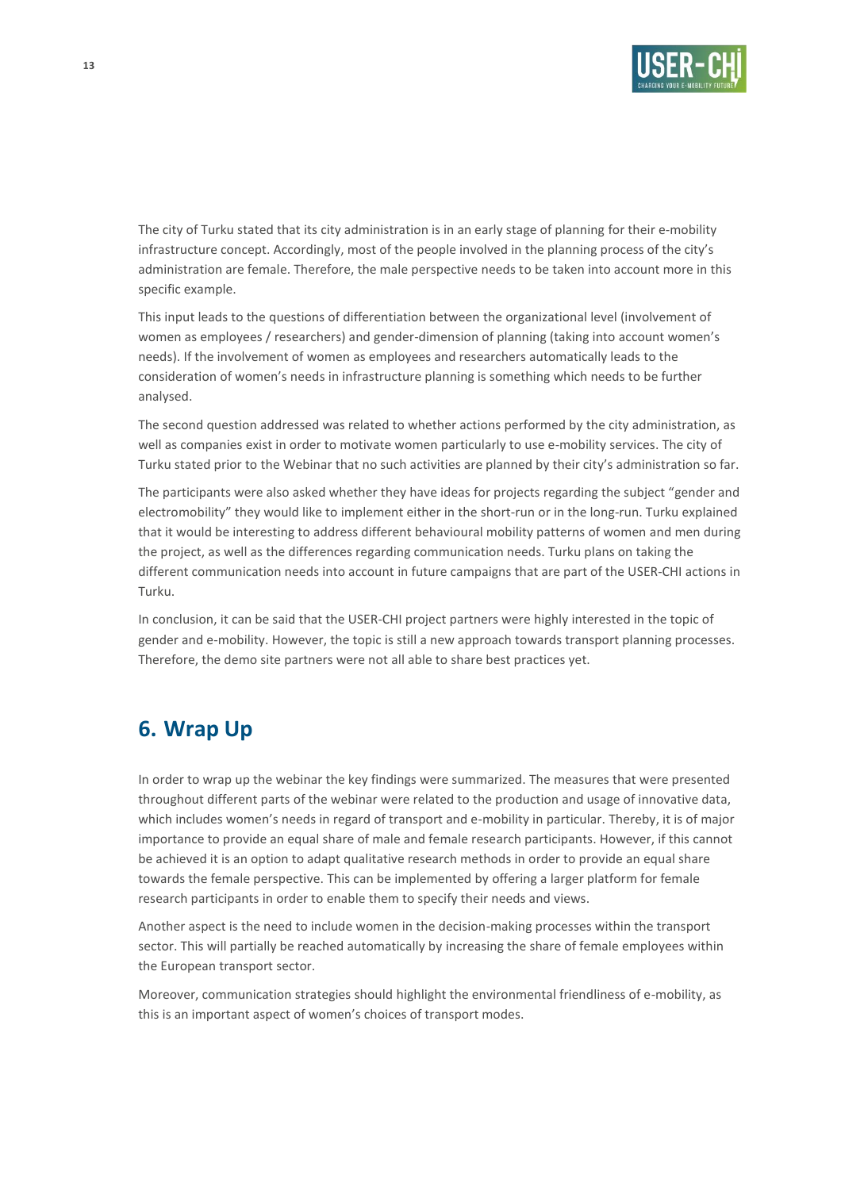The city of Turku stated that its city administration is in an early stage of planning for their e-mobility infrastructure concept. Accordingly, most of the people involved in the planning process of the city's administration are female. Therefore, the male perspective needs to be taken into account more in this specific example.

This input leads to the questions of differentiation between the organizational level (involvement of women as employees / researchers) and gender-dimension of planning (taking into account women's needs). If the involvement of women as employees and researchers automatically leads to the consideration of women's needs in infrastructure planning is something which needs to be further analysed.

The second question addressed was related to whether actions performed by the city administration, as well as companies exist in order to motivate women particularly to use e-mobility services. The city of Turku stated prior to the Webinar that no such activities are planned by their city's administration so far.

The participants were also asked whether they have ideas for projects regarding the subject "gender and electromobility" they would like to implement either in the short-run or in the long-run. Turku explained that it would be interesting to address different behavioural mobility patterns of women and men during the project, as well as the differences regarding communication needs. Turku plans on taking the different communication needs into account in future campaigns that are part of the USER-CHI actions in Turku.

In conclusion, it can be said that the USER-CHI project partners were highly interested in the topic of gender and e-mobility. However, the topic is still a new approach towards transport planning processes. Therefore, the demo site partners were not all able to share best practices yet.

# 6. Wrap Up

In order to wrap up the webinar the key findings were summarized. The measures that were presented throughout different parts of the webinar were related to the production and usage of innovative data, which includes women's needs in regard of transport and e-mobility in particular. Thereby, it is of major importance to provide an equal share of male and female research participants. However, if this cannot be achieved it is an option to adapt qualitative research methods in order to provide an equal share towards the female perspective. This can be implemented by offering a larger platform for female research participants in order to enable them to specify their needs and views.

Another aspect is the need to include women in the decision-making processes within the transport sector. This will partially be reached automatically by increasing the share of female employees within the European transport sector.

Moreover, communication strategies should highlight the environmental friendliness of e-mobility, as this is an important aspect of women's choices of transport modes.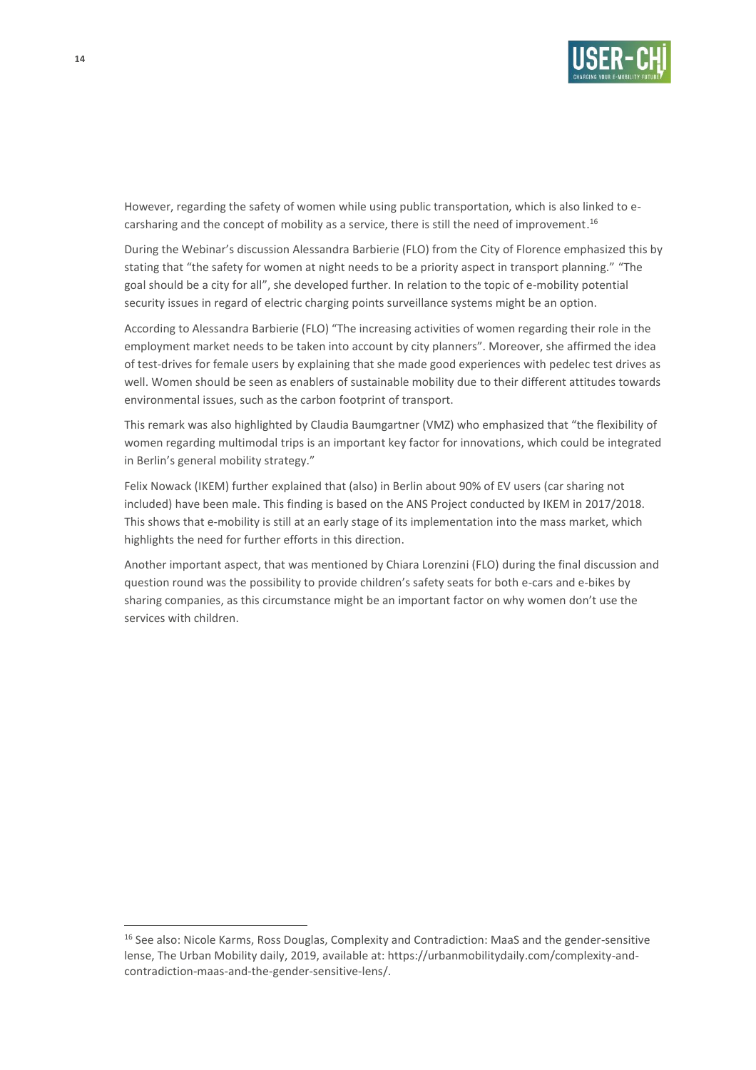However, regarding the safety of women while using public transportation, which is also linked to e-carsharing and the concept of mobility as a service, there is still the need of improvement.[16]

During the Webinar's discussion Alessandra Barbierie (FLO) from the City of Florence emphasized this by stating that "the safety for women at night needs to be a priority aspect in transport planning." "The goal should be a city for all", she developed further. In relation to the topic of e-mobility potential security issues in regard of electric charging points surveillance systems might be an option.

According to Alessandra Barbierie (FLO) "The increasing activities of women regarding their role in the employment market needs to be taken into account by city planners". Moreover, she affirmed the idea of test-drives for female users by explaining that she made good experiences with pedelec test drives as well. Women should be seen as enablers of sustainable mobility due to their different attitudes towards environmental issues, such as the carbon footprint of transport.

This remark was also highlighted by Claudia Baumgartner (VMZ) who emphasized that "the flexibility of women regarding multimodal trips is an important key factor for innovations, which could be integrated in Berlin's general mobility strategy."

Felix Nowack (IKEM) further explained that (also) in Berlin about 90% of EV users (car sharing not included) have been male. This finding is based on the ANS Project conducted by IKEM in 2017/2018. This shows that e-mobility is still at an early stage of its implementation into the mass market, which highlights the need for further efforts in this direction.

Another important aspect, that was mentioned by Chiara Lorenzini (FLO) during the final discussion and question round was the possibility to provide children's safety seats for both e-cars and e-bikes by sharing companies, as this circumstance might be an important factor on why women don't use the services with children.

[16] See also: Nicole Karms, Ross Douglas, Complexity and Contradiction: MaaS and the gender-sensitive lense, The Urban Mobility daily, 2019, available at: https://urbanmobilitydaily.com/complexity-and-contradiction-maas-and-the-gender-sensitive-lens/.